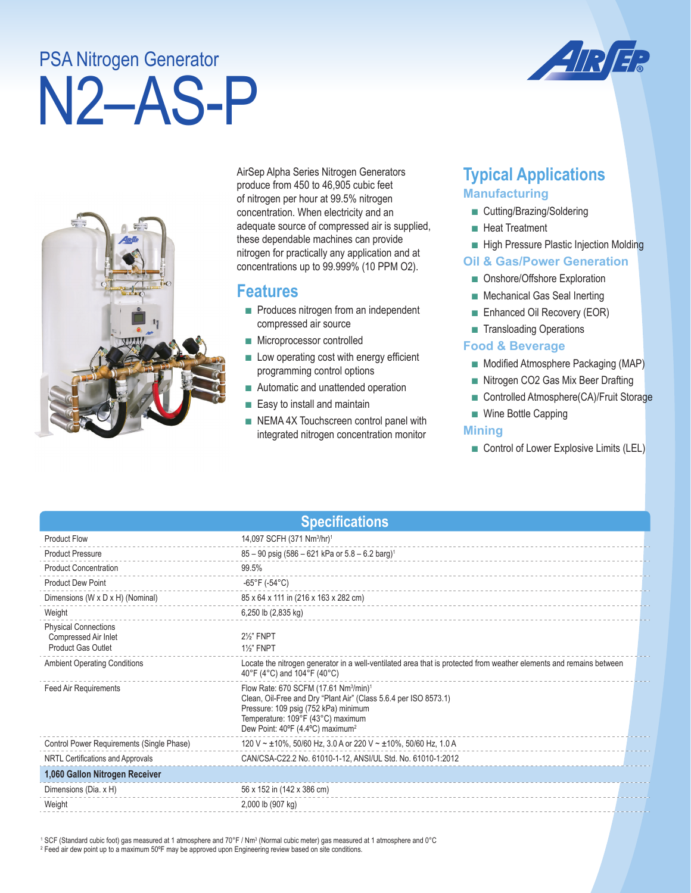PSA Nitrogen Generator

# N2–AS-P

AirSep Alpha Series Nitrogen Generators produce from 450 to 46,905 cubic feet of nitrogen per hour at 99.5% nitrogen concentration. When electricity and an adequate source of compressed air is supplied, these dependable machines can provide nitrogen for practically any application and at concentrations up to 99.999% (10 PPM O2).

## Features

- Produces nitrogen from an independent compressed air source
- Microprocessor controlled
- Low operating cost with energy efficient programming control options
- Automatic and unattended operation
- Easy to install and maintain
- NEMA 4X Touchscreen control panel with integrated nitrogen concentration monitor

## Typical Applications

### Manufacturing

- Cutting/Brazing/Soldering
- Heat Treatment
- High Pressure Plastic Injection Molding

### Oil & Gas/Power Generation

- Onshore/Offshore Exploration
- Mechanical Gas Seal Inerting
- Enhanced Oil Recovery (EOR)
- Transloading Operations

### Food & Beverage

- Modified Atmosphere Packaging (MAP)
- Nitrogen CO2 Gas Mix Beer Drafting
- Controlled Atmosphere(CA)/Fruit Storage
- Wine Bottle Capping

### Mining

- Control of Lower Explosive Limits (LEL)

## Specifications

| Specification | Value |
|---|---|
| Product Flow | 14,097 SCFH (371 $Nm^3/hr$)[1] |
| Product Pressure | 85 – 90 psig (586 – 621 kPa or 5.8 – 6.2 barg)[1] |
| Product Concentration | 99.5% |
| Product Dew Point | -65°F (-54°C) |
| Dimensions (W x D x H) (Nominal) | 85 x 64 x 111 in (216 x 163 x 282 cm) |
| Weight | 6,250 lb (2,835 kg) |
| Physical Connections<br>Compressed Air Inlet<br>Product Gas Outlet | <br>2½" FNPT<br>1½" FNPT |
| Ambient Operating Conditions | Locate the nitrogen generator in a well-ventilated area that is protected from weather elements and remains between 40°F (4°C) and 104°F (40°C) |
| Feed Air Requirements | Flow Rate: 670 SCFM (17.61 $Nm^3/min$)[1]<br>Clean, Oil-Free and Dry "Plant Air" (Class 5.6.4 per ISO 8573.1)<br>Pressure: 109 psig (752 kPa) minimum<br>Temperature: 109°F (43°C) maximum<br>Dew Point: 40ºF (4.4ºC) maximum[2] |
| Control Power Requirements (Single Phase) | 120 V ~ ±10%, 50/60 Hz, 3.0 A or 220 V ~ ±10%, 50/60 Hz, 1.0 A |
| NRTL Certifications and Approvals | CAN/CSA-C22.2 No. 61010-1-12, ANSI/UL Std. No. 61010-1:2012 |
| **1,060 Gallon Nitrogen Receiver** | |
| Dimensions (Dia. x H) | 56 x 152 in (142 x 386 cm) |
| Weight | 2,000 lb (907 kg) |

[1] SCF (Standard cubic foot) gas measured at 1 atmosphere and 70°F / $Nm^3$ (Normal cubic meter) gas measured at 1 atmosphere and 0°C
[2] Feed air dew point up to a maximum 50ºF may be approved upon Engineering review based on site conditions.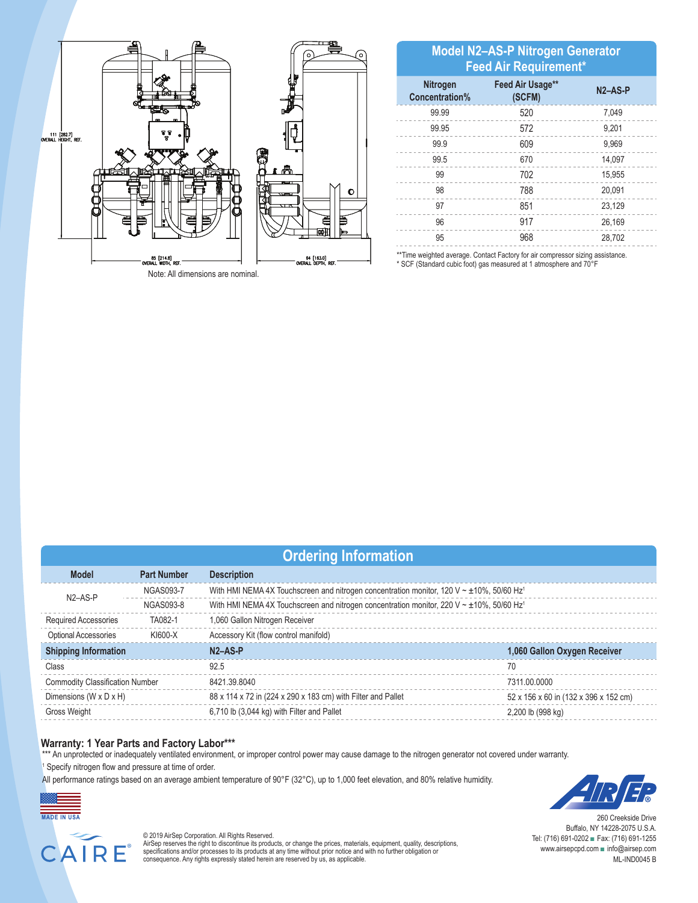111 [282.7]
OVERALL HEIGHT, REF.

85 [214.8]
OVERALL WIDTH, REF.

64 [163.0]
OVERALL DEPTH, REF.

Note: All dimensions are nominal.

## Model N2–AS-P Nitrogen Generator Feed Air Requirement*

| Nitrogen Concentration% | Feed Air Usage** (SCFM) | N2–AS-P |
|---|---|---|
| 99.99 | 520 | 7,049 |
| 99.95 | 572 | 9,201 |
| 99.9 | 609 | 9,969 |
| 99.5 | 670 | 14,097 |
| 99 | 702 | 15,955 |
| 98 | 788 | 20,091 |
| 97 | 851 | 23,129 |
| 96 | 917 | 26,169 |
| 95 | 968 | 28,702 |

**Time weighted average. Contact Factory for air compressor sizing assistance.
* SCF (Standard cubic foot) gas measured at 1 atmosphere and 70°F

## Ordering Information

| Model | Part Number | Description | |
|---|---|---|---|
| N2–AS-P | NGAS093-7 | With HMI NEMA 4X Touchscreen and nitrogen concentration monitor, 120 V ~ ±10%, 50/60 Hz[1] | |
| | NGAS093-8 | With HMI NEMA 4X Touchscreen and nitrogen concentration monitor, 220 V ~ ±10%, 50/60 Hz[1] | |
| Required Accessories | TA082-1 | 1,060 Gallon Nitrogen Receiver | |
| Optional Accessories | KI600-X | Accessory Kit (flow control manifold) | |
| **Shipping Information** | | **N2–AS-P** | **1,060 Gallon Oxygen Receiver** |
| Class | | 92.5 | 70 |
| Commodity Classification Number | | 8421.39.8040 | 7311.00.0000 |
| Dimensions (W x D x H) | | 88 x 114 x 72 in (224 x 290 x 183 cm) with Filter and Pallet | 52 x 156 x 60 in (132 x 396 x 152 cm) |
| Gross Weight | | 6,710 lb (3,044 kg) with Filter and Pallet | 2,200 lb (998 kg) |

**Warranty: 1 Year Parts and Factory Labor*****

*** An unprotected or inadequately ventilated environment, or improper control power may cause damage to the nitrogen generator not covered under warranty.

[1] Specify nitrogen flow and pressure at time of order.

All performance ratings based on an average ambient temperature of 90°F (32°C), up to 1,000 feet elevation, and 80% relative humidity.

MADE IN USA

CAIRE®

© 2019 AirSep Corporation. All Rights Reserved.
AirSep reserves the right to discontinue its products, or change the prices, materials, equipment, quality, descriptions, specifications and/or processes to its products at any time without prior notice and with no further obligation or consequence. Any rights expressly stated herein are reserved by us, as applicable.

AIRSEP®

260 Creekside Drive
Buffalo, NY 14228-2075 U.S.A.
Tel: (716) 691-0202 ■ Fax: (716) 691-1255
www.airsepcpd.com ■ info@airsep.com
ML-IND0045 B